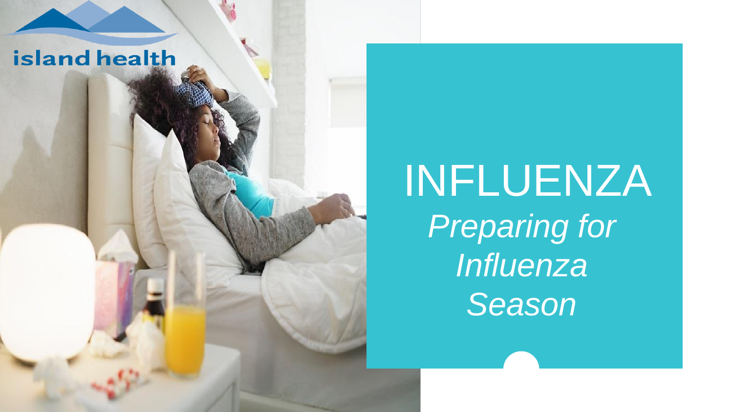island health

# INFLUENZA

*Preparing for Influenza Season*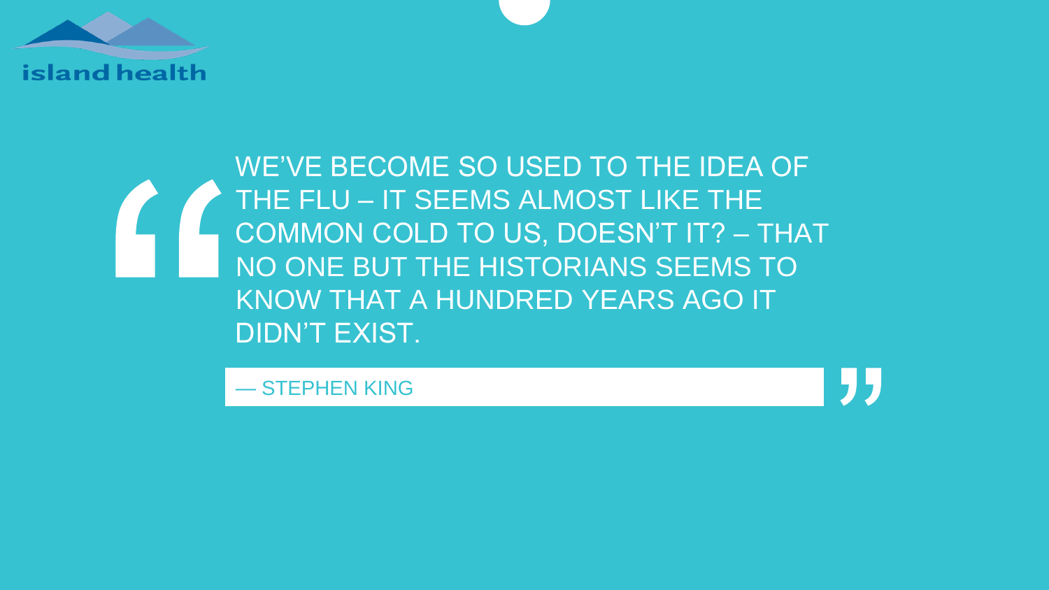> WE'VE BECOME SO USED TO THE IDEA OF THE FLU – IT SEEMS ALMOST LIKE THE COMMON COLD TO US, DOESN'T IT? – THAT NO ONE BUT THE HISTORIANS SEEMS TO KNOW THAT A HUNDRED YEARS AGO IT DIDN'T EXIST.
>
> — STEPHEN KING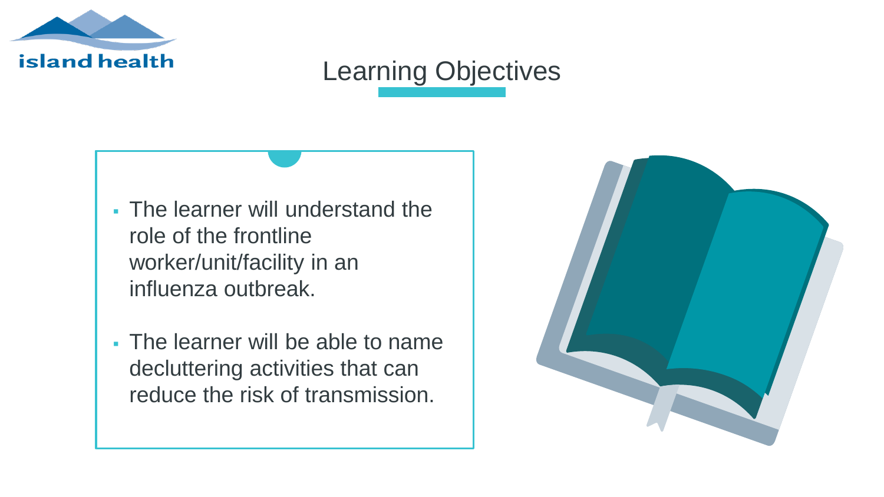# Learning Objectives

- The learner will understand the role of the frontline worker/unit/facility in an influenza outbreak.
- The learner will be able to name decluttering activities that can reduce the risk of transmission.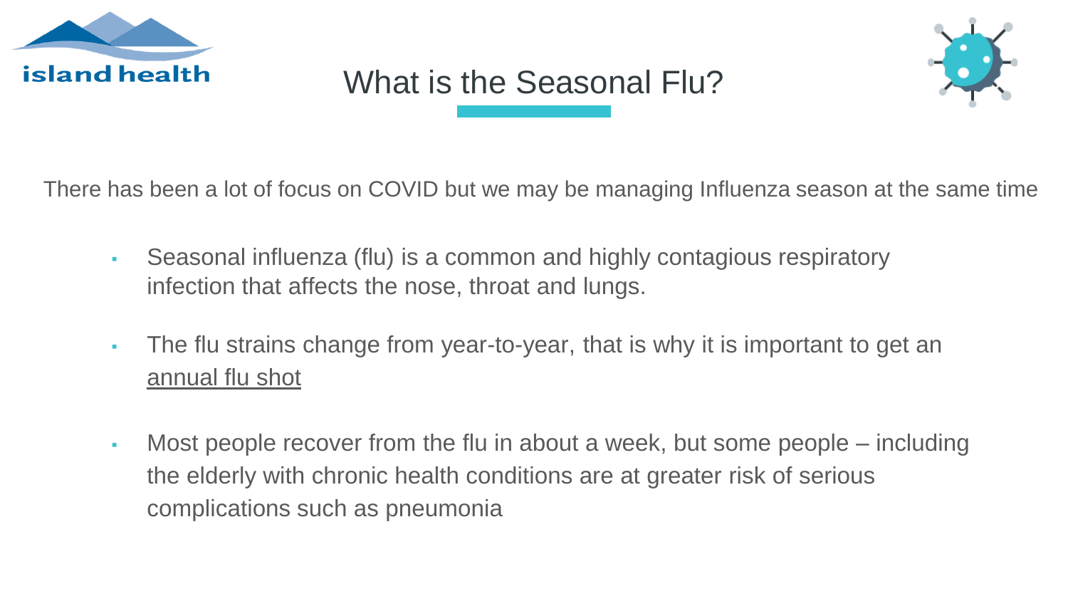# What is the Seasonal Flu?

There has been a lot of focus on COVID but we may be managing Influenza season at the same time

- Seasonal influenza (flu) is a common and highly contagious respiratory infection that affects the nose, throat and lungs.
- The flu strains change from year-to-year, that is why it is important to get an annual flu shot
- Most people recover from the flu in about a week, but some people – including the elderly with chronic health conditions are at greater risk of serious complications such as pneumonia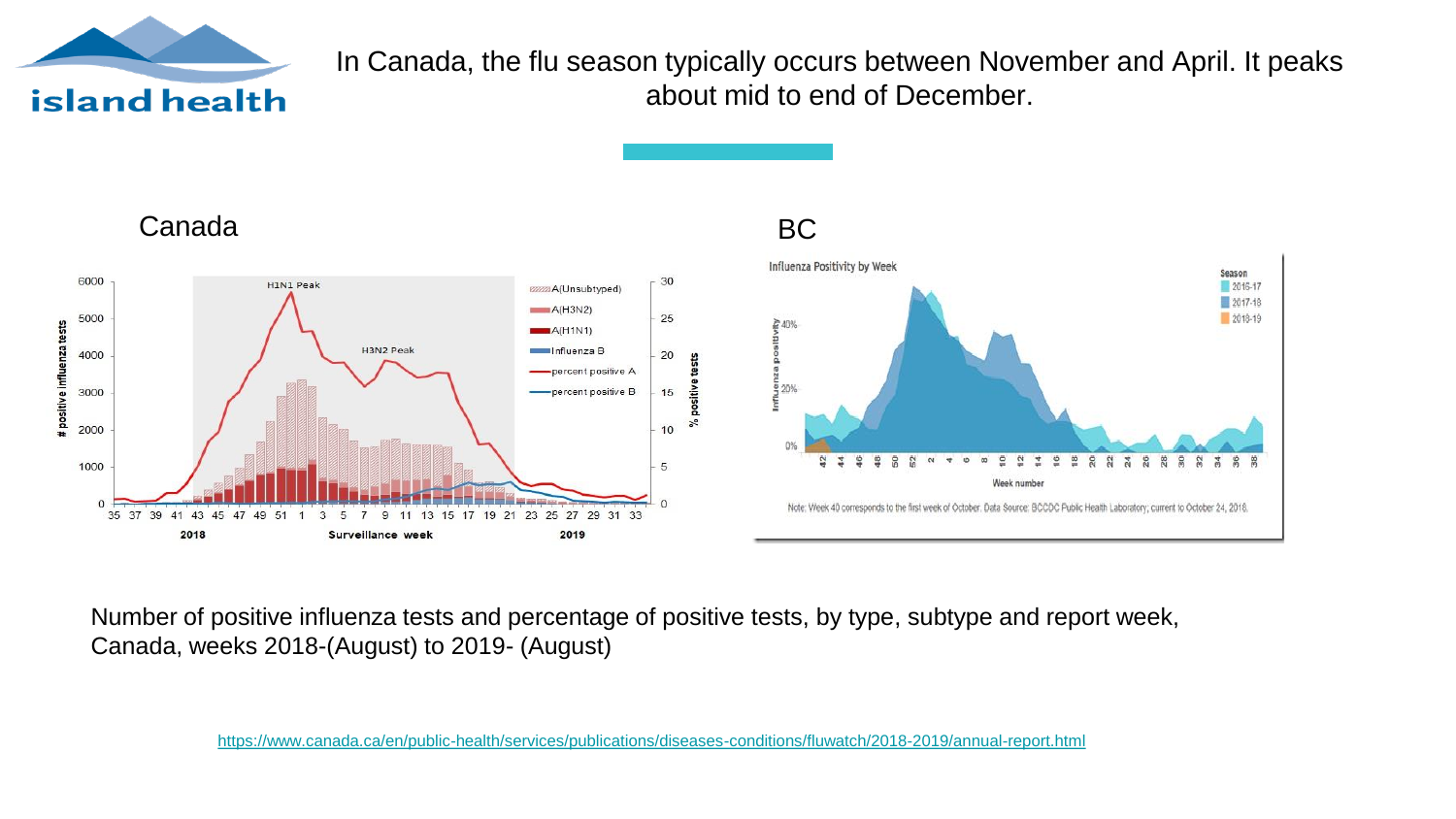In Canada, the flu season typically occurs between November and April. It peaks about mid to end of December.

Canada

BC

Number of positive influenza tests and percentage of positive tests, by type, subtype and report week, Canada, weeks 2018-(August) to 2019- (August)

https://www.canada.ca/en/public-health/services/publications/diseases-conditions/fluwatch/2018-2019/annual-report.html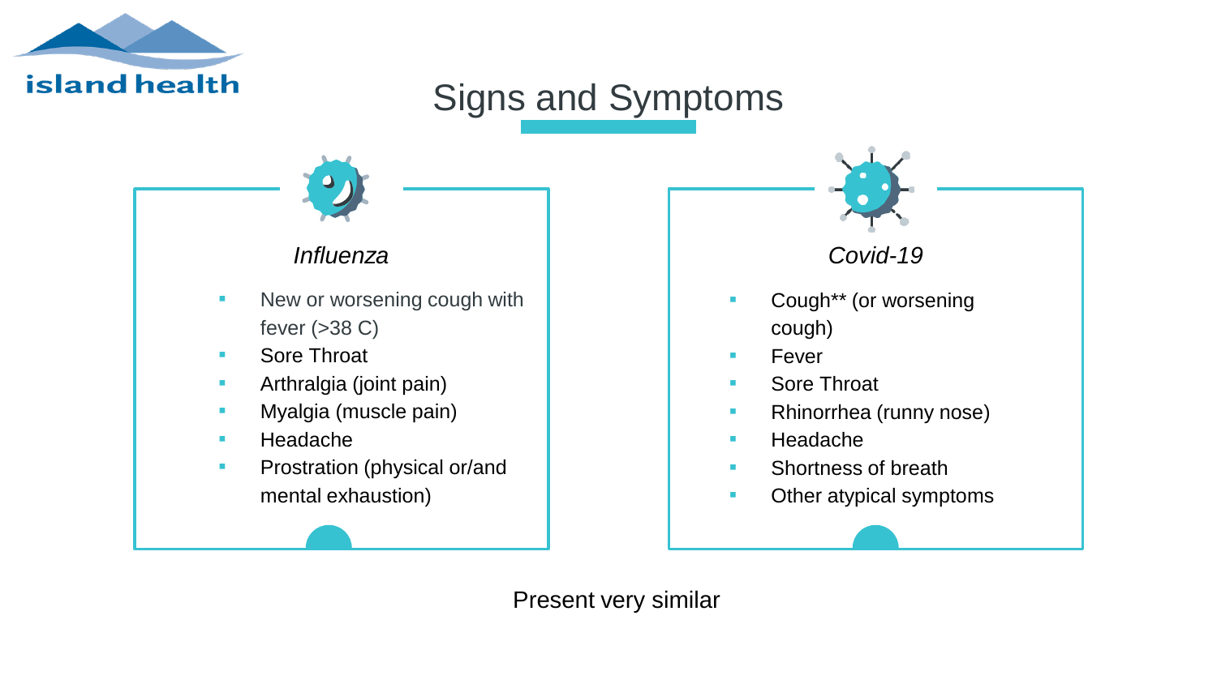# Signs and Symptoms

### *Influenza*

- New or worsening cough with fever (>38 C)
- Sore Throat
- Arthralgia (joint pain)
- Myalgia (muscle pain)
- Headache
- Prostration (physical or/and mental exhaustion)

### *Covid-19*

- Cough** (or worsening cough)
- Fever
- Sore Throat
- Rhinorrhea (runny nose)
- Headache
- Shortness of breath
- Other atypical symptoms

Present very similar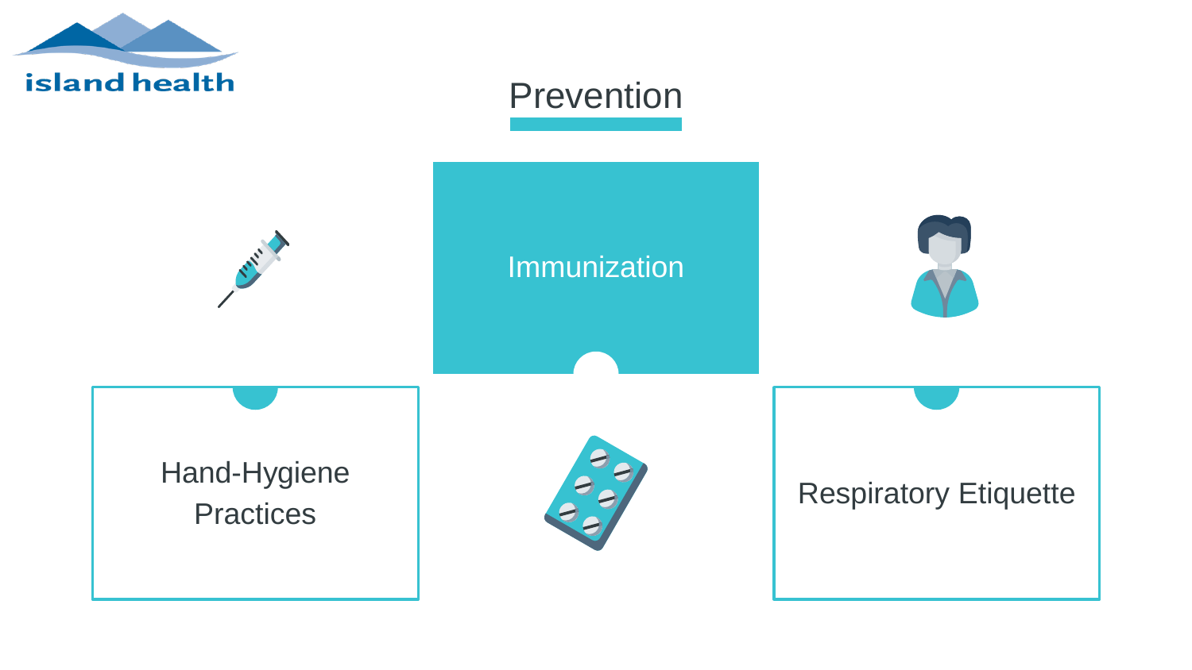# Prevention

- Immunization
- Hand-Hygiene Practices
- Respiratory Etiquette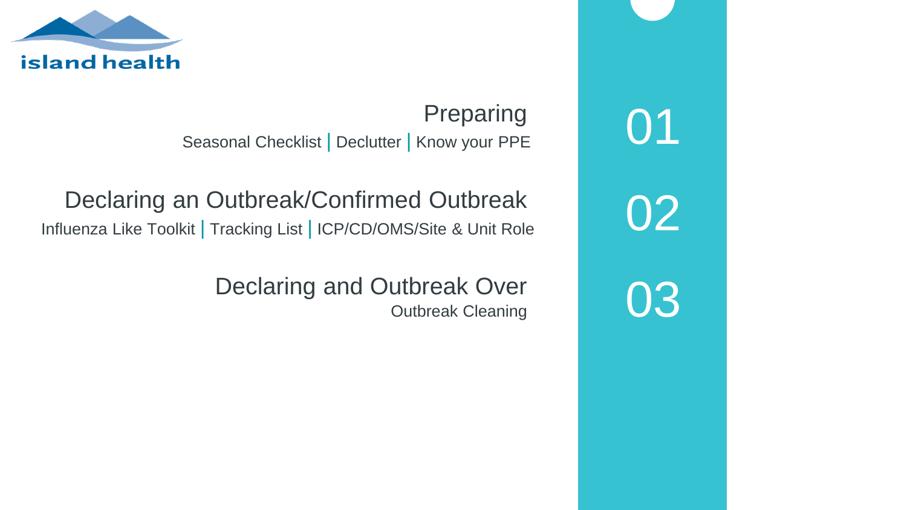## 01 Preparing

Seasonal Checklist | Declutter | Know your PPE

## 02 Declaring an Outbreak/Confirmed Outbreak

Influenza Like Toolkit | Tracking List | ICP/CD/OMS/Site & Unit Role

## 03 Declaring and Outbreak Over

Outbreak Cleaning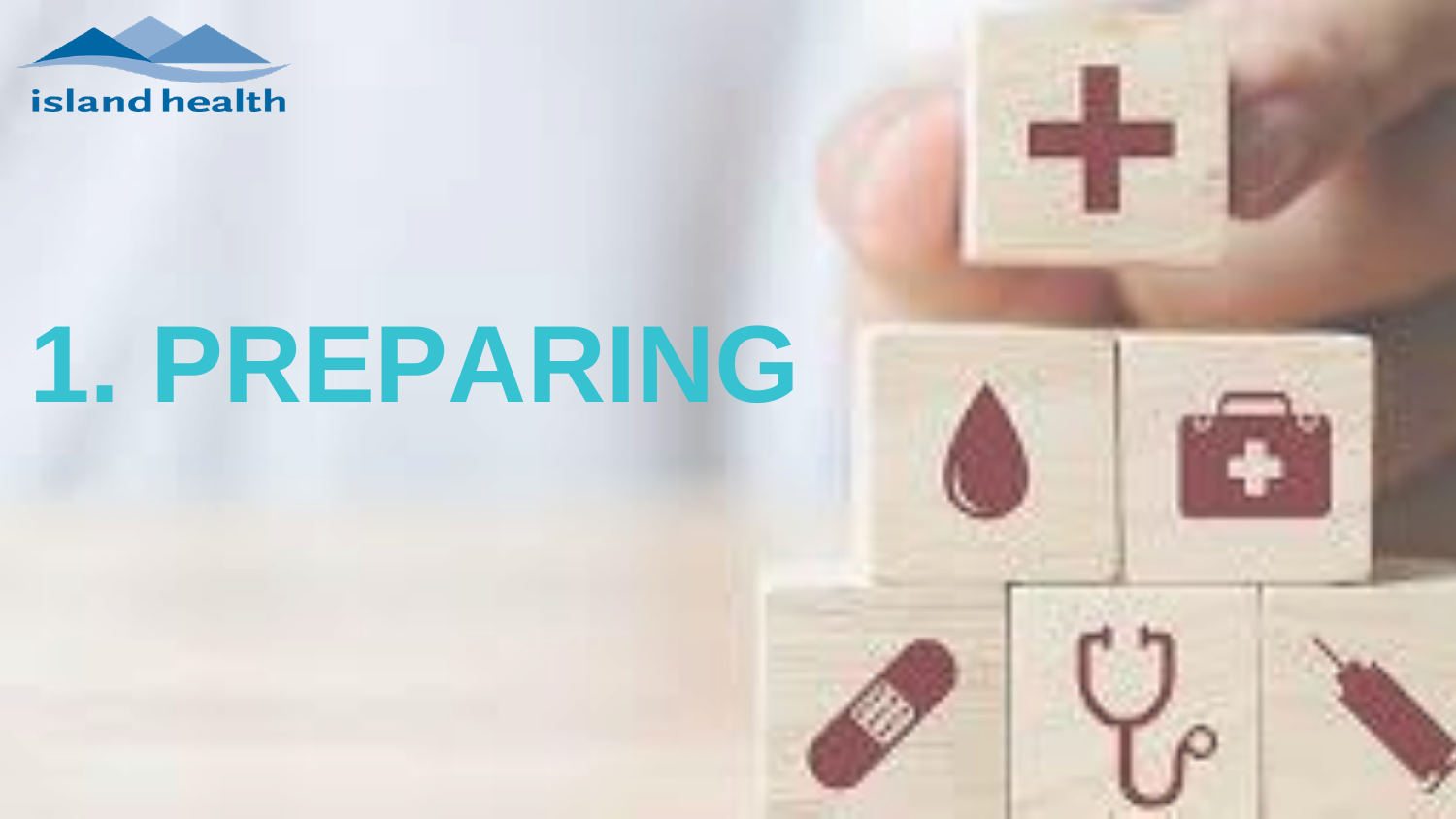island health

# 1. PREPARING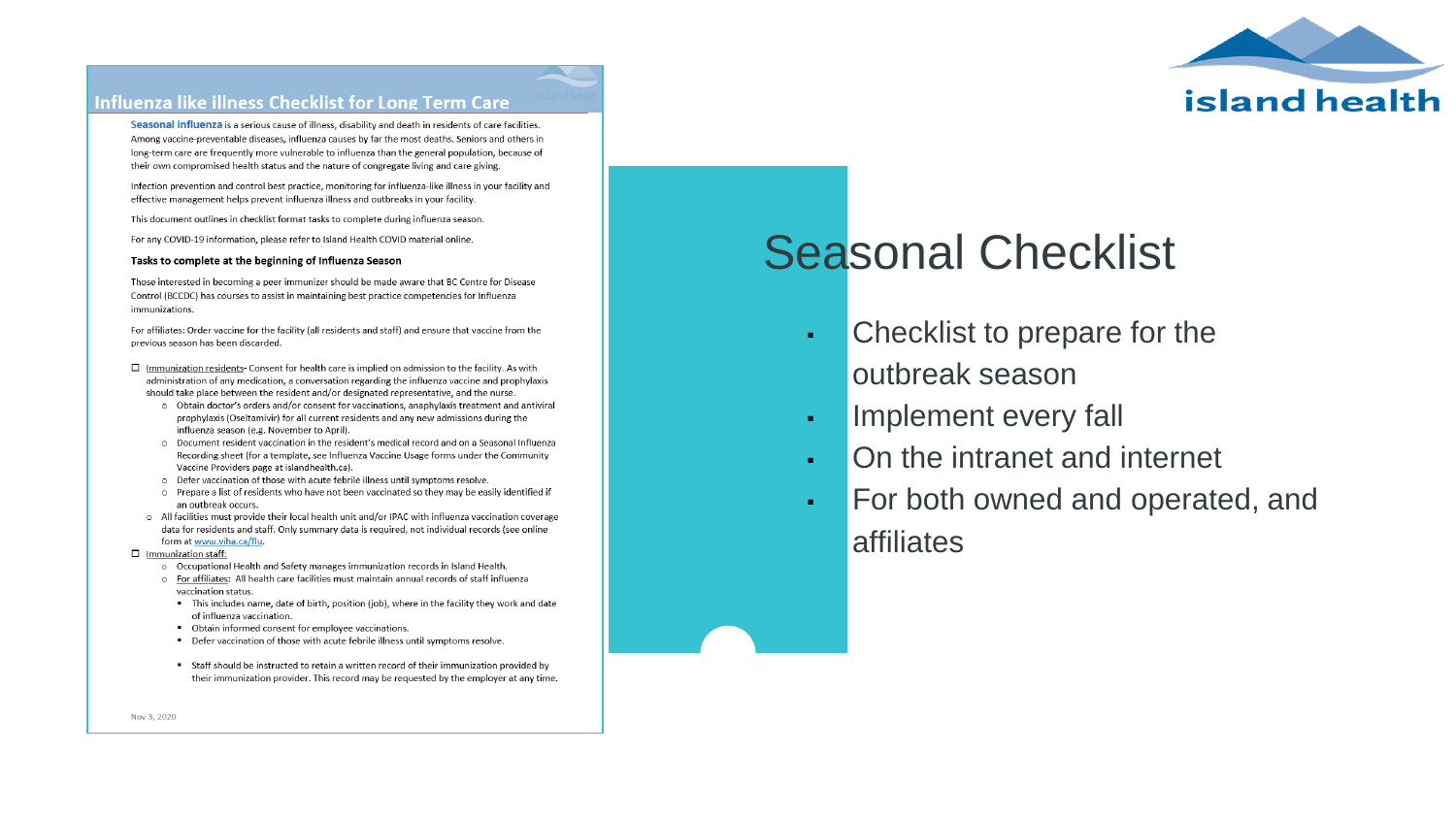# Seasonal Checklist

- Checklist to prepare for the outbreak season
- Implement every fall
- On the intranet and internet
- For both owned and operated, and affiliates

## Influenza like illness Checklist for Long Term Care

**Seasonal influenza** is a serious cause of illness, disability and death in residents of care facilities. Among vaccine-preventable diseases, influenza causes by far the most deaths. Seniors and others in long-term care are frequently more vulnerable to influenza than the general population, because of their own compromised health status and the nature of congregate living and care giving.

Infection prevention and control best practice, monitoring for influenza-like illness in your facility and effective management helps prevent influenza illness and outbreaks in your facility.

This document outlines in checklist format tasks to complete during influenza season.

For any COVID-19 information, please refer to Island Health COVID material online.

**Tasks to complete at the beginning of Influenza Season**

Those interested in becoming a peer immunizer should be made aware that BC Centre for Disease Control (BCCDC) has courses to assist in maintaining best practice competencies for Influenza immunizations.

For affiliates: Order vaccine for the facility (all residents and staff) and ensure that vaccine from the previous season has been discarded.

- ☐ Immunization residents- Consent for health care is implied on admission to the facility. As with administration of any medication, a conversation regarding the influenza vaccine and prophylaxis should take place between the resident and/or designated representative, and the nurse.
  - Obtain doctor's orders and/or consent for vaccinations, anaphylaxis treatment and antiviral prophylaxis (Oseltamivir) for all current residents and any new admissions during the influenza season (e.g. November to April).
  - Document resident vaccination in the resident's medical record and on a Seasonal Influenza Recording sheet (for a template, see Influenza Vaccine Usage forms under the Community Vaccine Providers page at islandhealth.ca).
  - Defer vaccination of those with acute febrile illness until symptoms resolve.
  - Prepare a list of residents who have not been vaccinated so they may be easily identified if an outbreak occurs.
  - All facilities must provide their local health unit and/or IPAC with influenza vaccination coverage data for residents and staff. Only summary data is required, not individual records (see online form at www.viha.ca/flu.
- ☐ Immunization staff:
  - Occupational Health and Safety manages immunization records in Island Health.
  - For affiliates: All health care facilities must maintain annual records of staff influenza vaccination status.
    - This includes name, date of birth, position (job), where in the facility they work and date of influenza vaccination.
    - Obtain informed consent for employee vaccinations.
    - Defer vaccination of those with acute febrile illness until symptoms resolve.
    - Staff should be instructed to retain a written record of their immunization provided by their immunization provider. This record may be requested by the employer at any time.

Nov 3, 2020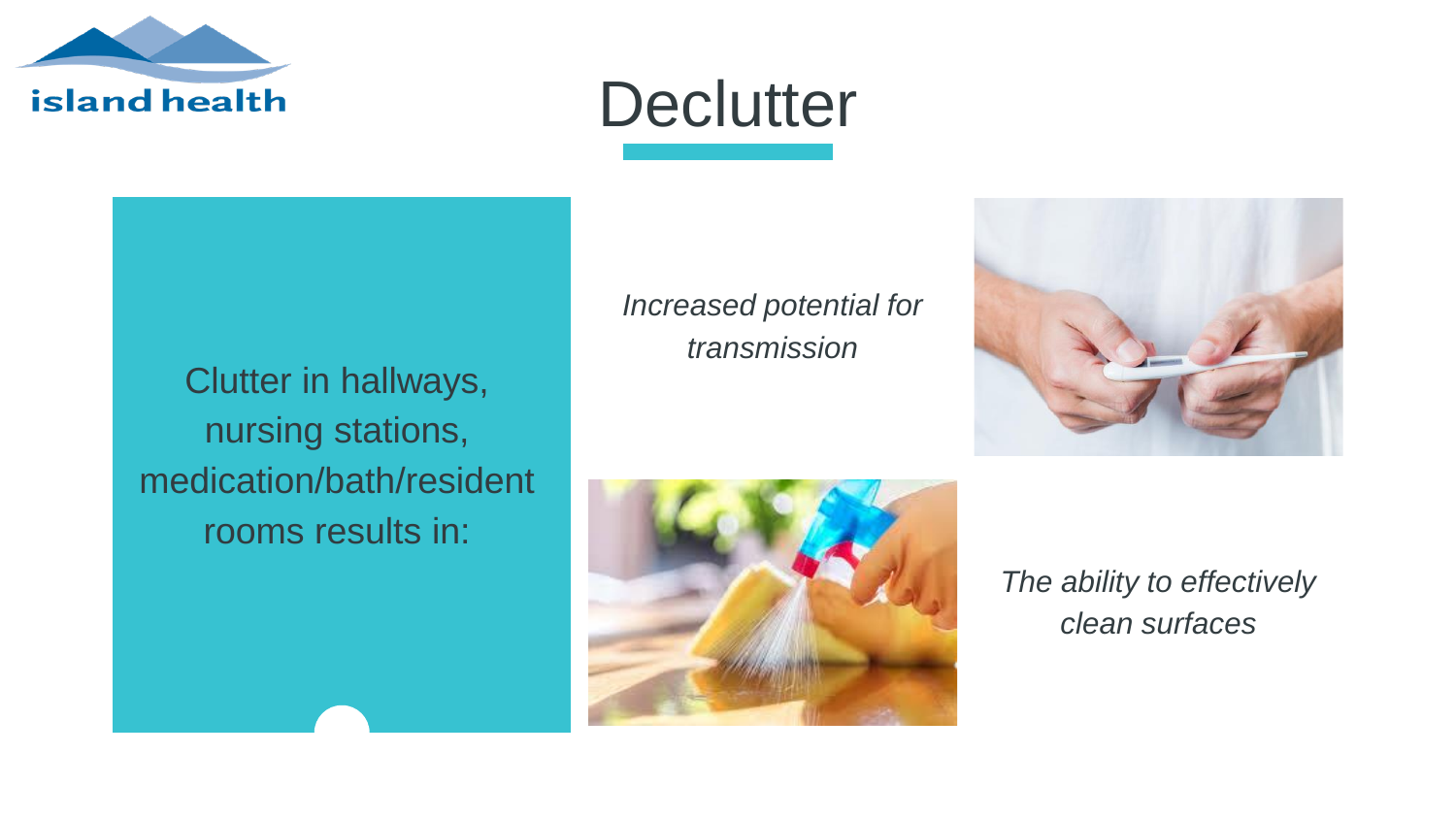# Declutter

Clutter in hallways, nursing stations, medication/bath/resident rooms results in:

*Increased potential for transmission*

*The ability to effectively clean surfaces*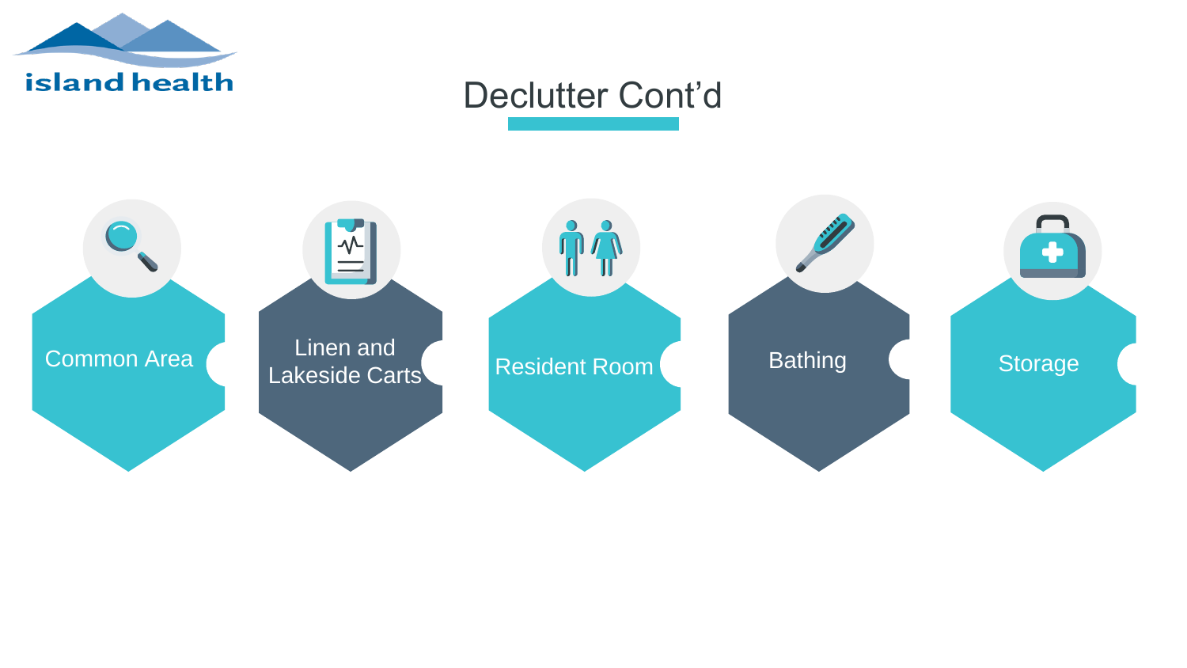# Declutter Cont'd

- Common Area
- Linen and Lakeside Carts
- Resident Room
- Bathing
- Storage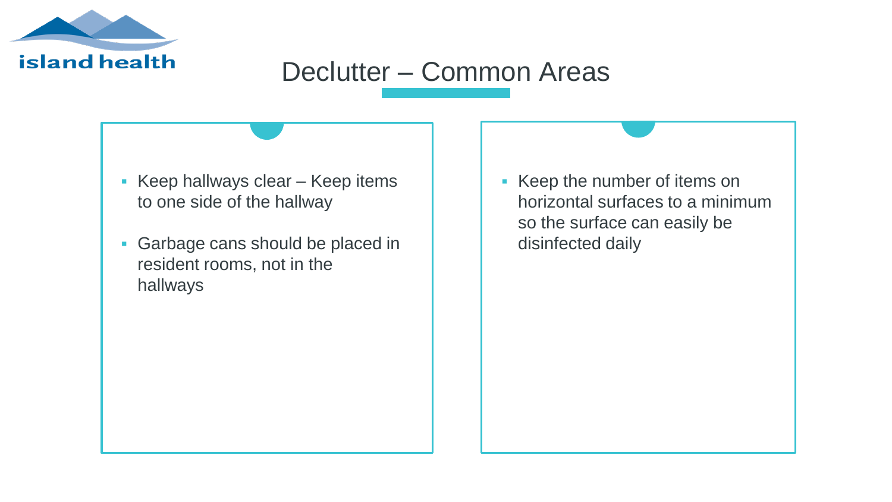# Declutter – Common Areas

- Keep hallways clear – Keep items to one side of the hallway
- Garbage cans should be placed in resident rooms, not in the hallways

- Keep the number of items on horizontal surfaces to a minimum so the surface can easily be disinfected daily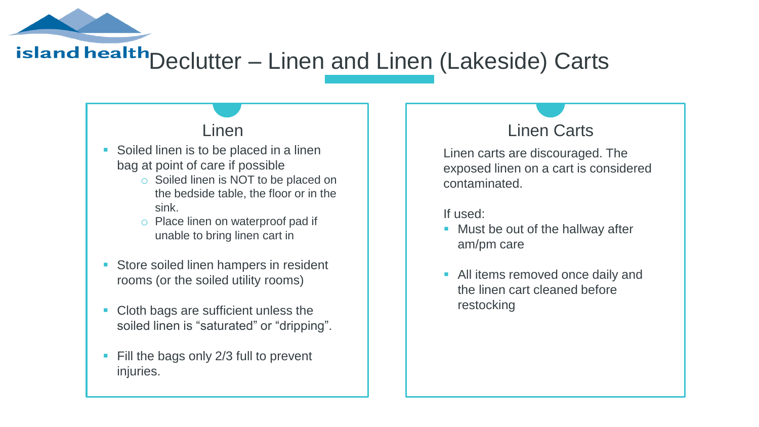# Declutter – Linen and Linen (Lakeside) Carts

## Linen

- Soiled linen is to be placed in a linen bag at point of care if possible
  - Soiled linen is NOT to be placed on the bedside table, the floor or in the sink.
  - Place linen on waterproof pad if unable to bring linen cart in
- Store soiled linen hampers in resident rooms (or the soiled utility rooms)
- Cloth bags are sufficient unless the soiled linen is "saturated" or "dripping".
- Fill the bags only 2/3 full to prevent injuries.

## Linen Carts

Linen carts are discouraged. The exposed linen on a cart is considered contaminated.

If used:

- Must be out of the hallway after am/pm care
- All items removed once daily and the linen cart cleaned before restocking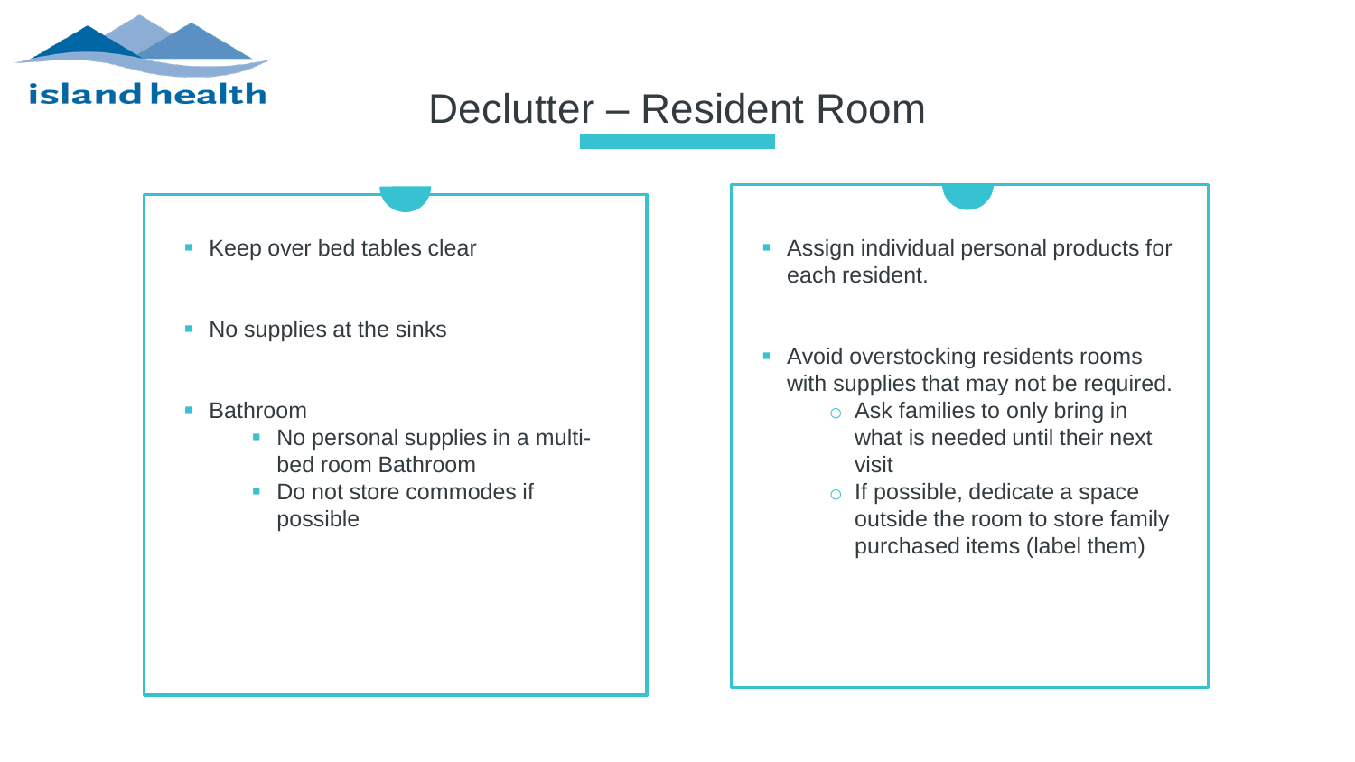# Declutter – Resident Room

- Keep over bed tables clear
- No supplies at the sinks
- Bathroom
  - No personal supplies in a multi-bed room Bathroom
  - Do not store commodes if possible

- Assign individual personal products for each resident.
- Avoid overstocking residents rooms with supplies that may not be required.
  - Ask families to only bring in what is needed until their next visit
  - If possible, dedicate a space outside the room to store family purchased items (label them)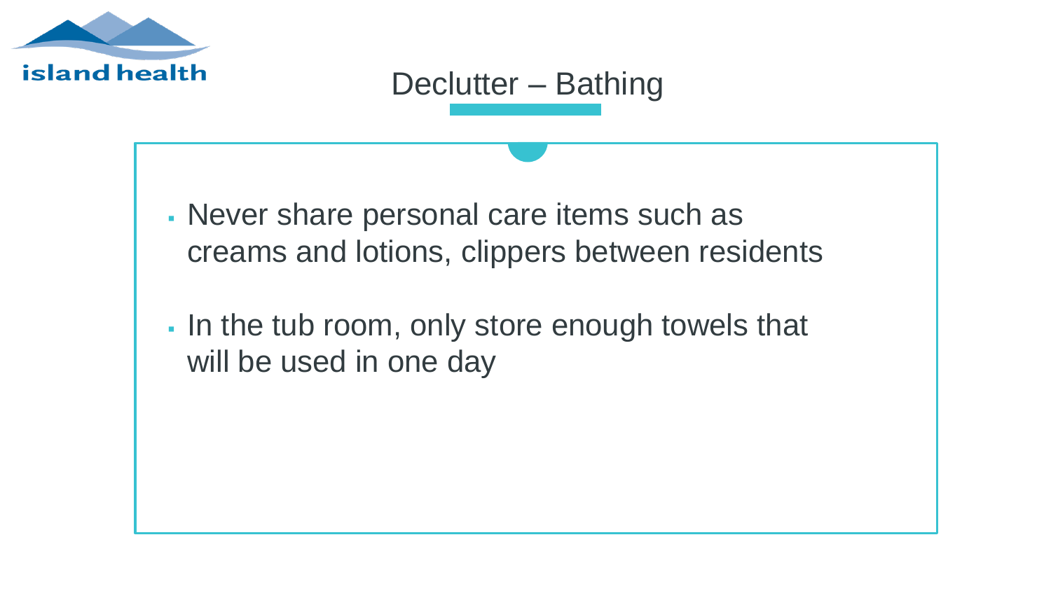# Declutter – Bathing

- Never share personal care items such as creams and lotions, clippers between residents
- In the tub room, only store enough towels that will be used in one day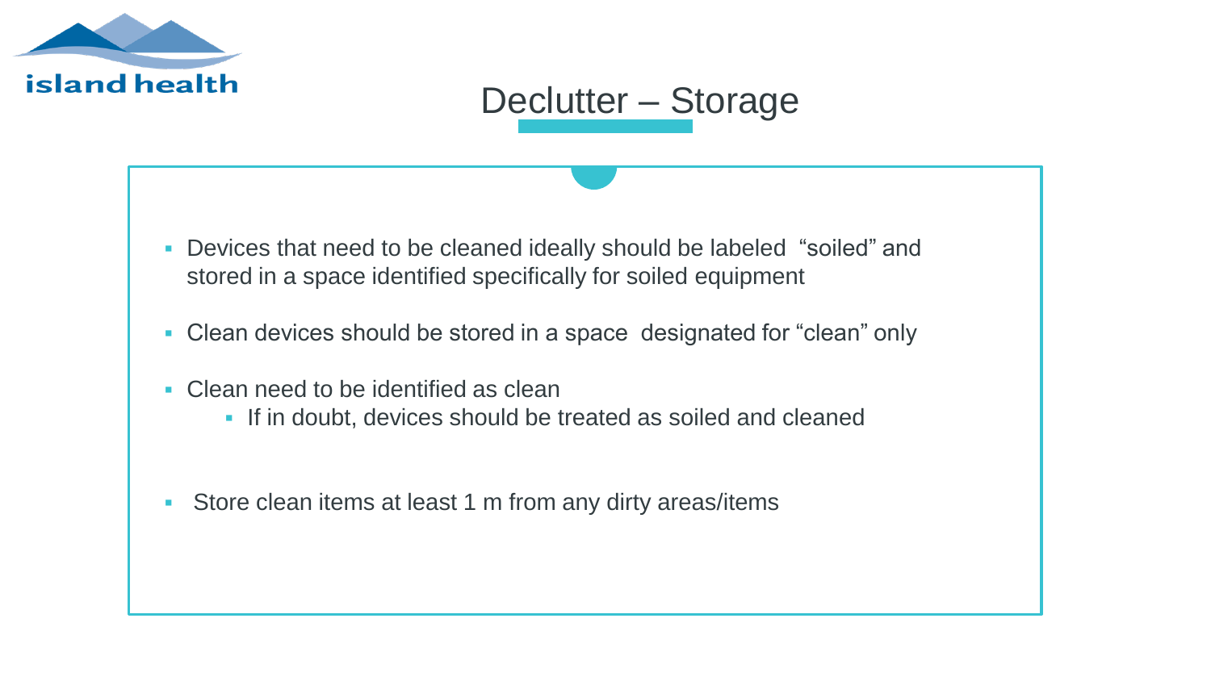# Declutter – Storage

- Devices that need to be cleaned ideally should be labeled "soiled" and stored in a space identified specifically for soiled equipment
- Clean devices should be stored in a space designated for "clean" only
- Clean need to be identified as clean
  - If in doubt, devices should be treated as soiled and cleaned
- Store clean items at least 1 m from any dirty areas/items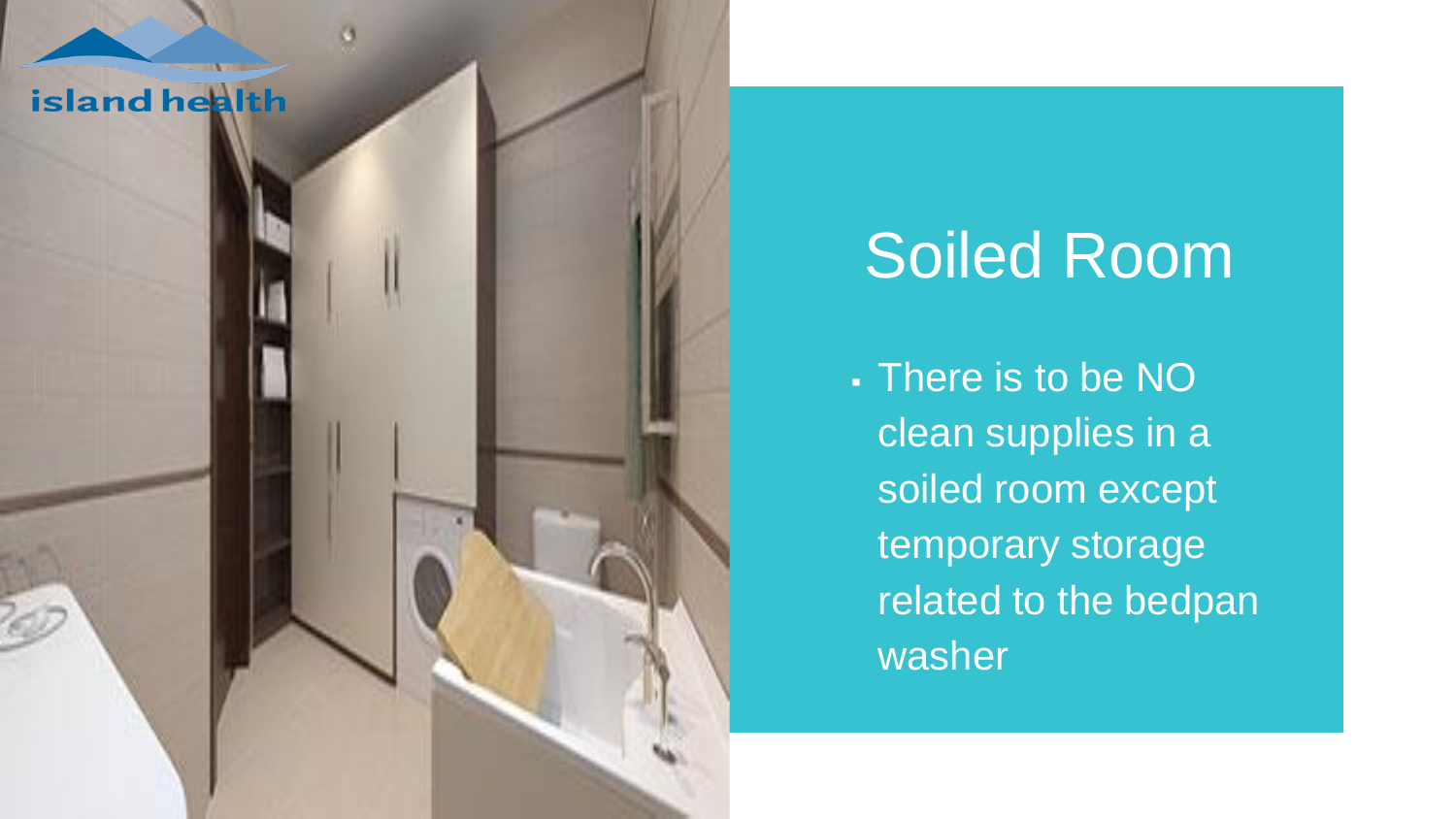# Soiled Room

- There is to be NO clean supplies in a soiled room except temporary storage related to the bedpan washer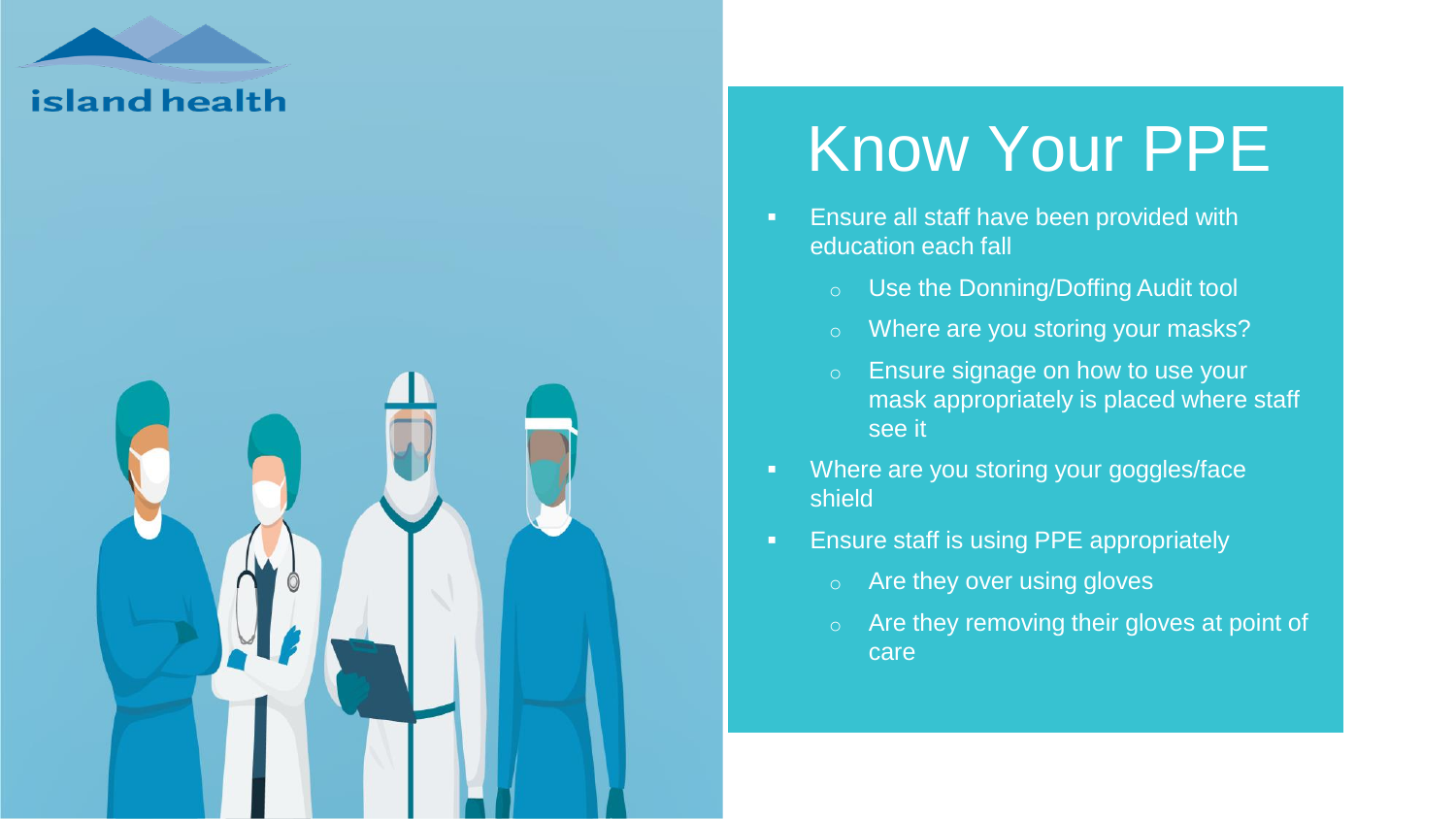# Know Your PPE

- Ensure all staff have been provided with education each fall
  - Use the Donning/Doffing Audit tool
  - Where are you storing your masks?
  - Ensure signage on how to use your mask appropriately is placed where staff see it
- Where are you storing your goggles/face shield
- Ensure staff is using PPE appropriately
  - Are they over using gloves
  - Are they removing their gloves at point of care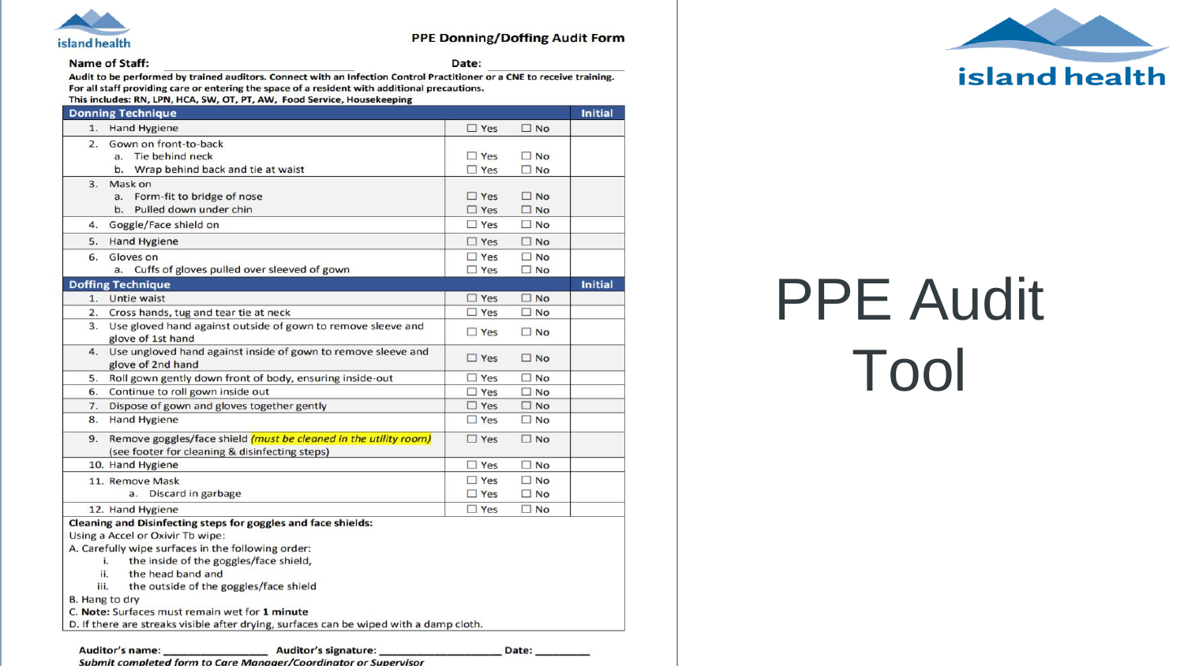# PPE Audit Tool

island health

## PPE Donning/Doffing Audit Form

**Name of Staff:** ____________________ **Date:** ____________

**Audit to be performed by trained auditors. Connect with an Infection Control Practitioner or a CNE to receive training.**
**For all staff providing care or entering the space of a resident with additional precautions.**
**This includes: RN, LPN, HCA, SW, OT, PT, AW, Food Service, Housekeeping**

| Donning Technique | | | Initial |
|---|---|---|---|
| 1. Hand Hygiene | ☐ Yes | ☐ No | |
| 2. Gown on front-to-back | | | |
| a. Tie behind neck | ☐ Yes | ☐ No | |
| b. Wrap behind back and tie at waist | ☐ Yes | ☐ No | |
| 3. Mask on | | | |
| a. Form-fit to bridge of nose | ☐ Yes | ☐ No | |
| b. Pulled down under chin | ☐ Yes | ☐ No | |
| 4. Goggle/Face shield on | ☐ Yes | ☐ No | |
| 5. Hand Hygiene | ☐ Yes | ☐ No | |
| 6. Gloves on | ☐ Yes | ☐ No | |
| a. Cuffs of gloves pulled over sleeved of gown | ☐ Yes | ☐ No | |

| Doffing Technique | | | Initial |
|---|---|---|---|
| 1. Untie waist | ☐ Yes | ☐ No | |
| 2. Cross hands, tug and tear tie at neck | ☐ Yes | ☐ No | |
| 3. Use gloved hand against outside of gown to remove sleeve and glove of 1st hand | ☐ Yes | ☐ No | |
| 4. Use ungloved hand against inside of gown to remove sleeve and glove of 2nd hand | ☐ Yes | ☐ No | |
| 5. Roll gown gently down front of body, ensuring inside-out | ☐ Yes | ☐ No | |
| 6. Continue to roll gown inside out | ☐ Yes | ☐ No | |
| 7. Dispose of gown and gloves together gently | ☐ Yes | ☐ No | |
| 8. Hand Hygiene | ☐ Yes | ☐ No | |
| 9. Remove goggles/face shield *(must be cleaned in the utility room)* (see footer for cleaning & disinfecting steps) | ☐ Yes | ☐ No | |
| 10. Hand Hygiene | ☐ Yes | ☐ No | |
| 11. Remove Mask | ☐ Yes | ☐ No | |
| a. Discard in garbage | ☐ Yes | ☐ No | |
| 12. Hand Hygiene | ☐ Yes | ☐ No | |

**Cleaning and Disinfecting steps for goggles and face shields:**

Using a Accel or Oxivir Tb wipe:

A. Carefully wipe surfaces in the following order:
   i. the inside of the goggles/face shield,
   ii. the head band and
   iii. the outside of the goggles/face shield

B. Hang to dry

C. **Note:** Surfaces must remain wet for **1 minute**

D. If there are streaks visible after drying, surfaces can be wiped with a damp cloth.

**Auditor's name:** ______________ **Auditor's signature:** ________________ **Date:** _________

***Submit completed form to Care Manager/Coordinator or Supervisor***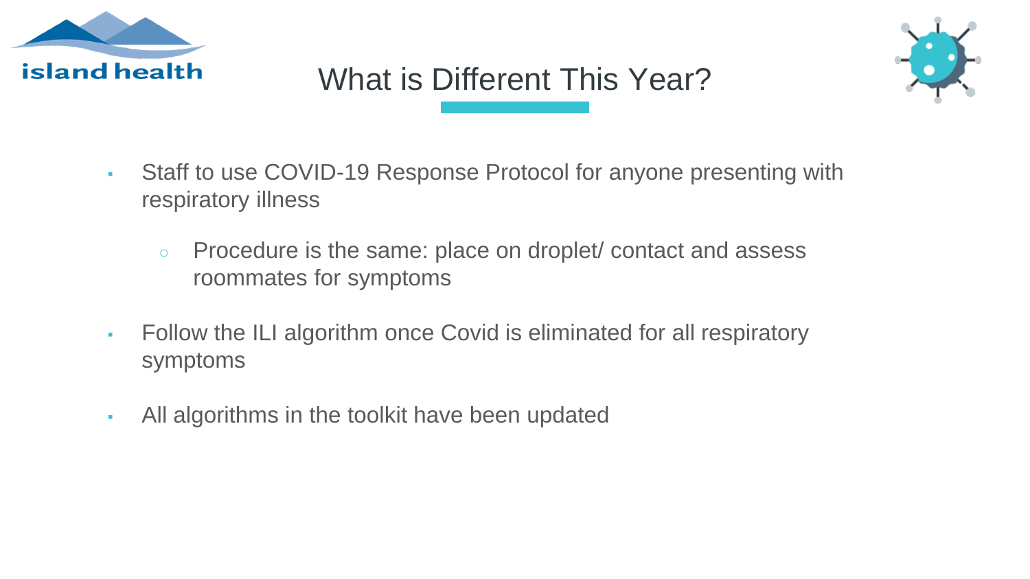# What is Different This Year?

- Staff to use COVID-19 Response Protocol for anyone presenting with respiratory illness
  - Procedure is the same: place on droplet/ contact and assess roommates for symptoms
- Follow the ILI algorithm once Covid is eliminated for all respiratory symptoms
- All algorithms in the toolkit have been updated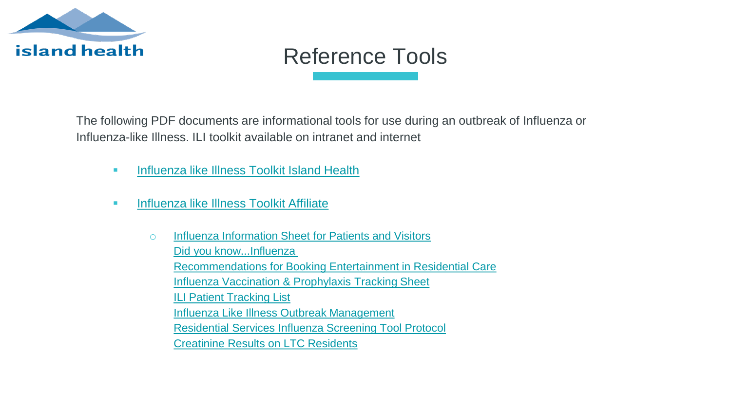# Reference Tools

The following PDF documents are informational tools for use during an outbreak of Influenza or Influenza-like Illness. ILI toolkit available on intranet and internet

- Influenza like Illness Toolkit Island Health
- Influenza like Illness Toolkit Affiliate
  - Influenza Information Sheet for Patients and Visitors
    Did you know...Influenza
    Recommendations for Booking Entertainment in Residential Care
    Influenza Vaccination & Prophylaxis Tracking Sheet
    ILI Patient Tracking List
    Influenza Like Illness Outbreak Management
    Residential Services Influenza Screening Tool Protocol
    Creatinine Results on LTC Residents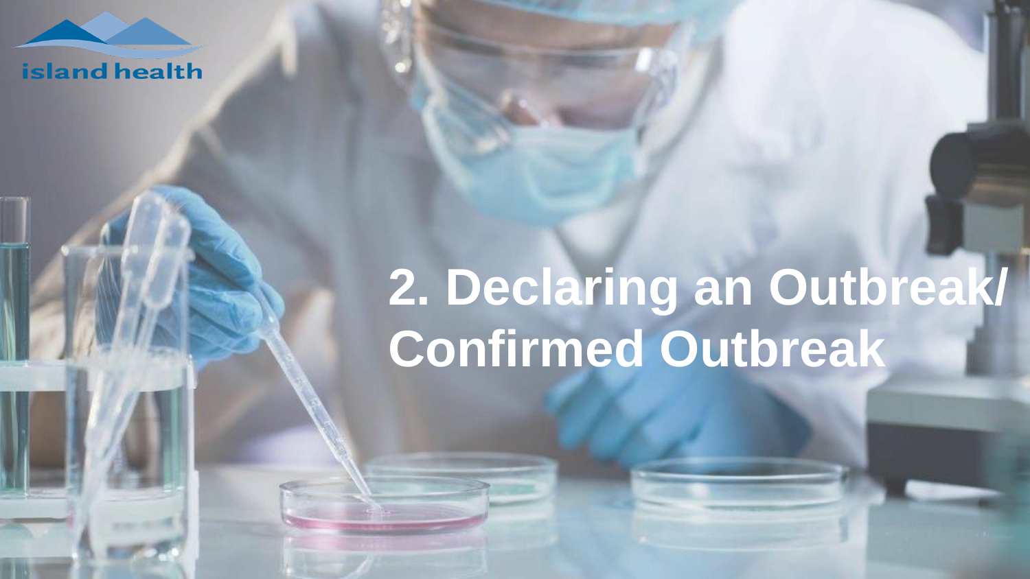# 2. Declaring an Outbreak/ Confirmed Outbreak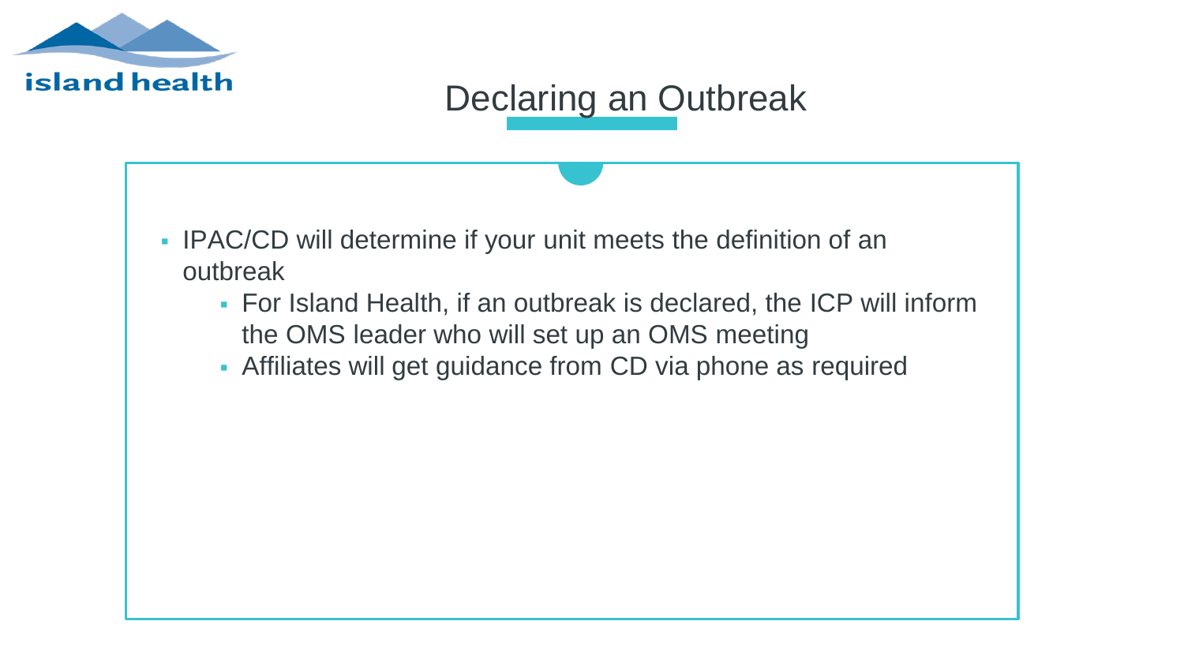# Declaring an Outbreak

- IPAC/CD will determine if your unit meets the definition of an outbreak
  - For Island Health, if an outbreak is declared, the ICP will inform the OMS leader who will set up an OMS meeting
  - Affiliates will get guidance from CD via phone as required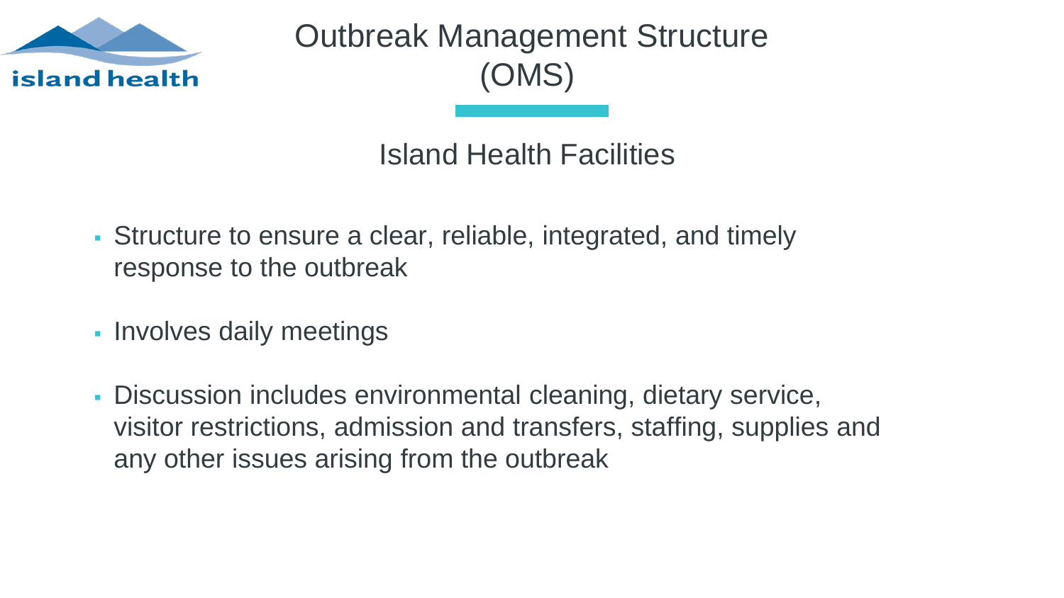# Outbreak Management Structure (OMS)

## Island Health Facilities

- Structure to ensure a clear, reliable, integrated, and timely response to the outbreak
- Involves daily meetings
- Discussion includes environmental cleaning, dietary service, visitor restrictions, admission and transfers, staffing, supplies and any other issues arising from the outbreak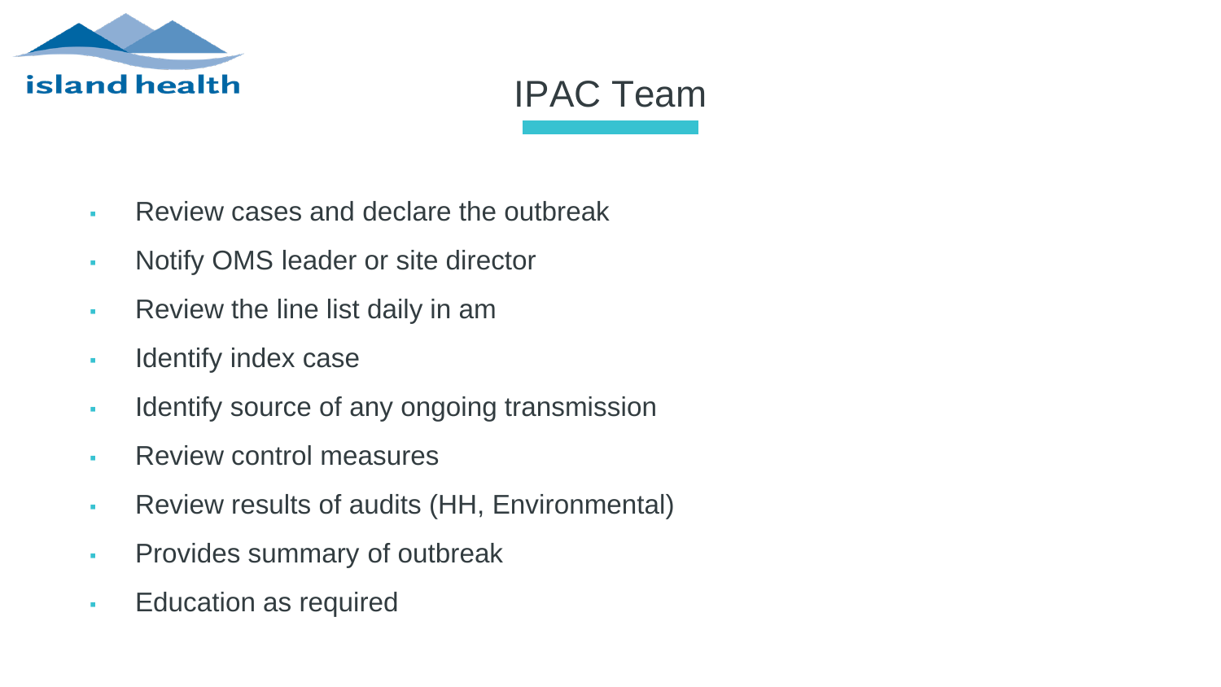# IPAC Team

- Review cases and declare the outbreak
- Notify OMS leader or site director
- Review the line list daily in am
- Identify index case
- Identify source of any ongoing transmission
- Review control measures
- Review results of audits (HH, Environmental)
- Provides summary of outbreak
- Education as required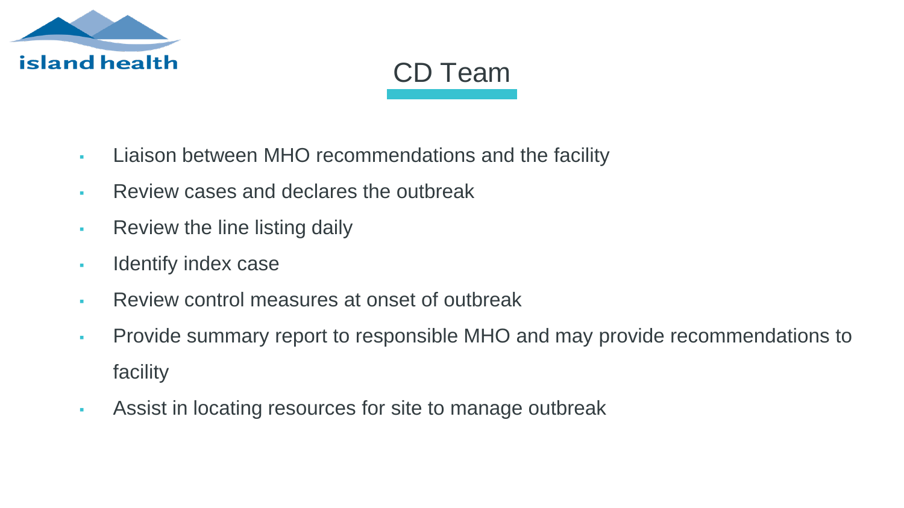# CD Team

- Liaison between MHO recommendations and the facility
- Review cases and declares the outbreak
- Review the line listing daily
- Identify index case
- Review control measures at onset of outbreak
- Provide summary report to responsible MHO and may provide recommendations to facility
- Assist in locating resources for site to manage outbreak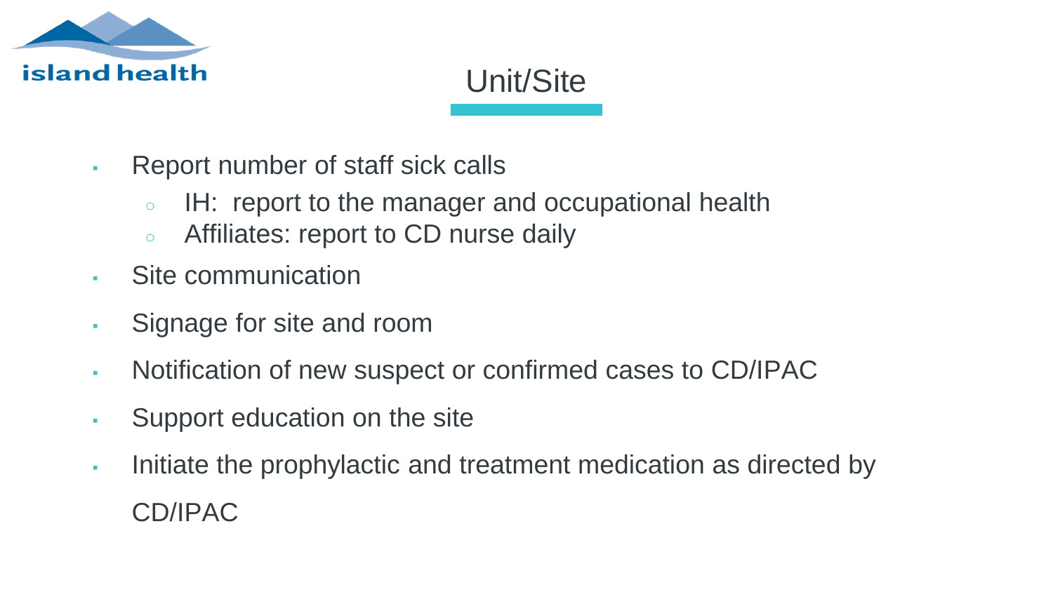# Unit/Site

- Report number of staff sick calls
  - IH: report to the manager and occupational health
  - Affiliates: report to CD nurse daily
- Site communication
- Signage for site and room
- Notification of new suspect or confirmed cases to CD/IPAC
- Support education on the site
- Initiate the prophylactic and treatment medication as directed by CD/IPAC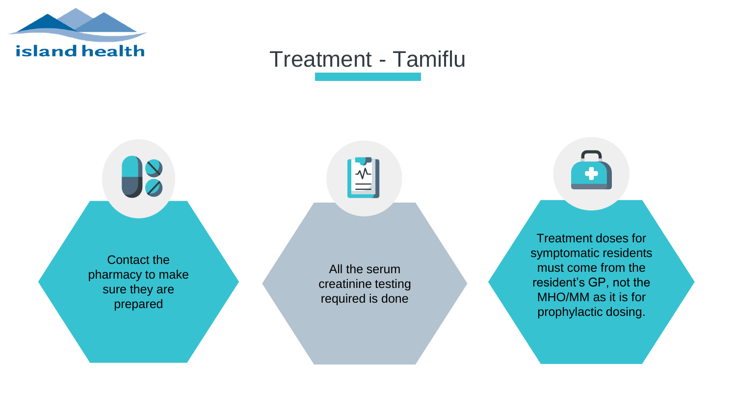# Treatment - Tamiflu

- Contact the pharmacy to make sure they are prepared
- All the serum creatinine testing required is done
- Treatment doses for symptomatic residents must come from the resident's GP, not the MHO/MM as it is for prophylactic dosing.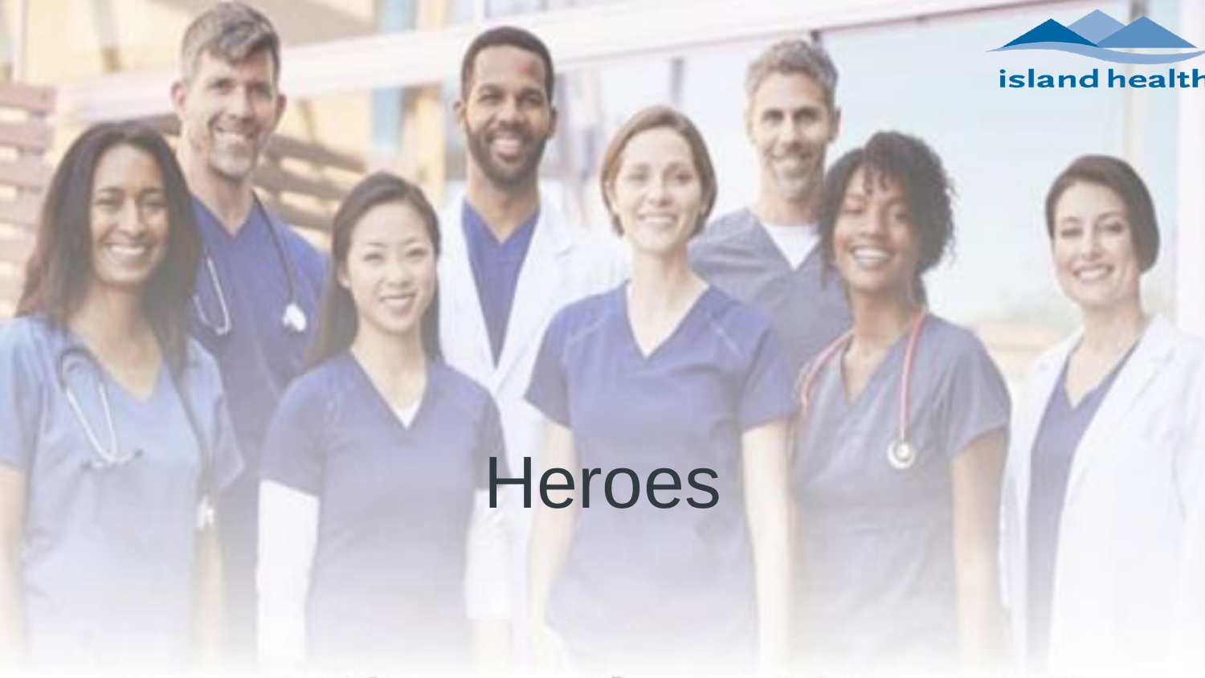# Heroes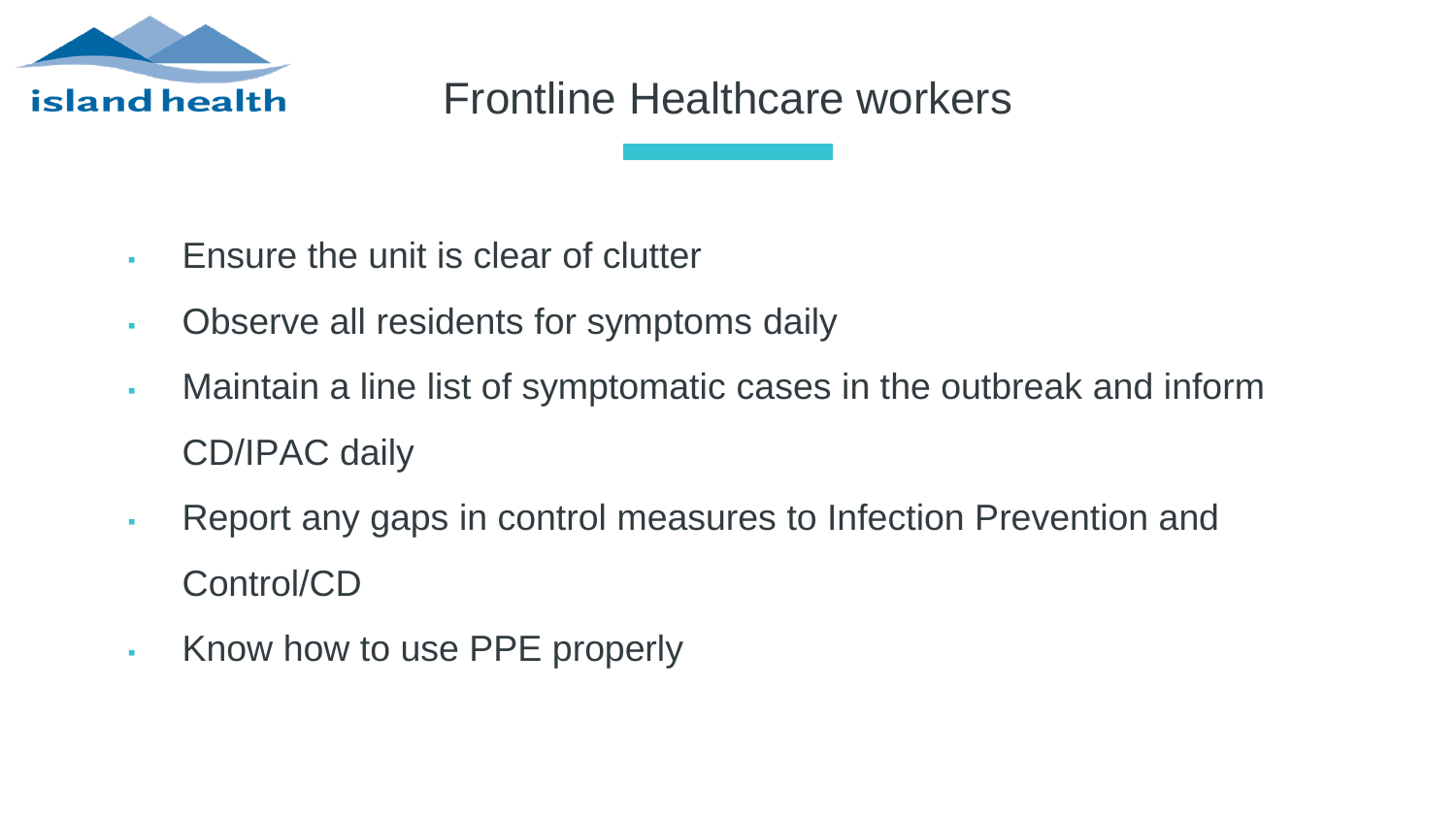# Frontline Healthcare workers

- Ensure the unit is clear of clutter
- Observe all residents for symptoms daily
- Maintain a line list of symptomatic cases in the outbreak and inform CD/IPAC daily
- Report any gaps in control measures to Infection Prevention and Control/CD
- Know how to use PPE properly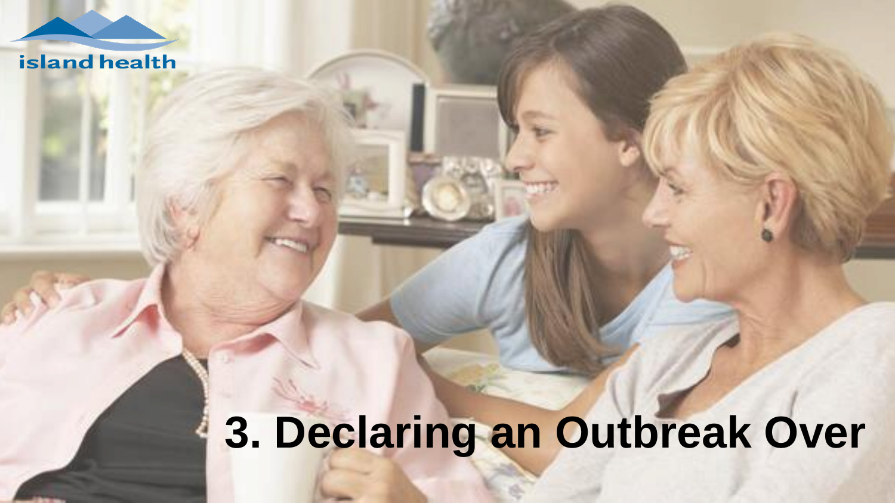island health

# 3. Declaring an Outbreak Over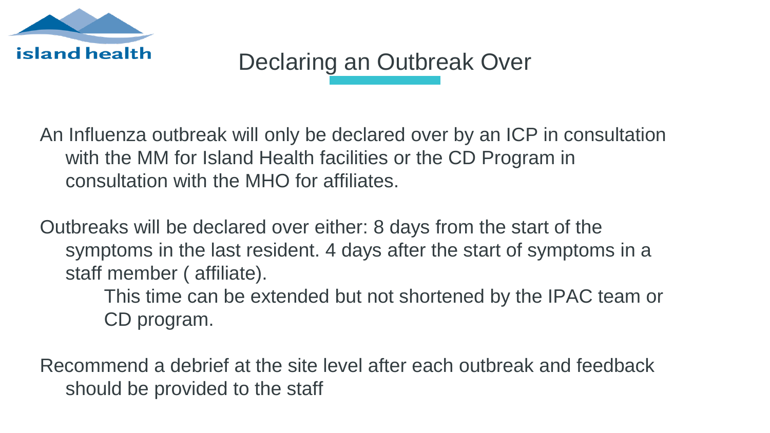# Declaring an Outbreak Over

An Influenza outbreak will only be declared over by an ICP in consultation with the MM for Island Health facilities or the CD Program in consultation with the MHO for affiliates.

Outbreaks will be declared over either: 8 days from the start of the symptoms in the last resident. 4 days after the start of symptoms in a staff member ( affiliate).

> This time can be extended but not shortened by the IPAC team or CD program.

Recommend a debrief at the site level after each outbreak and feedback should be provided to the staff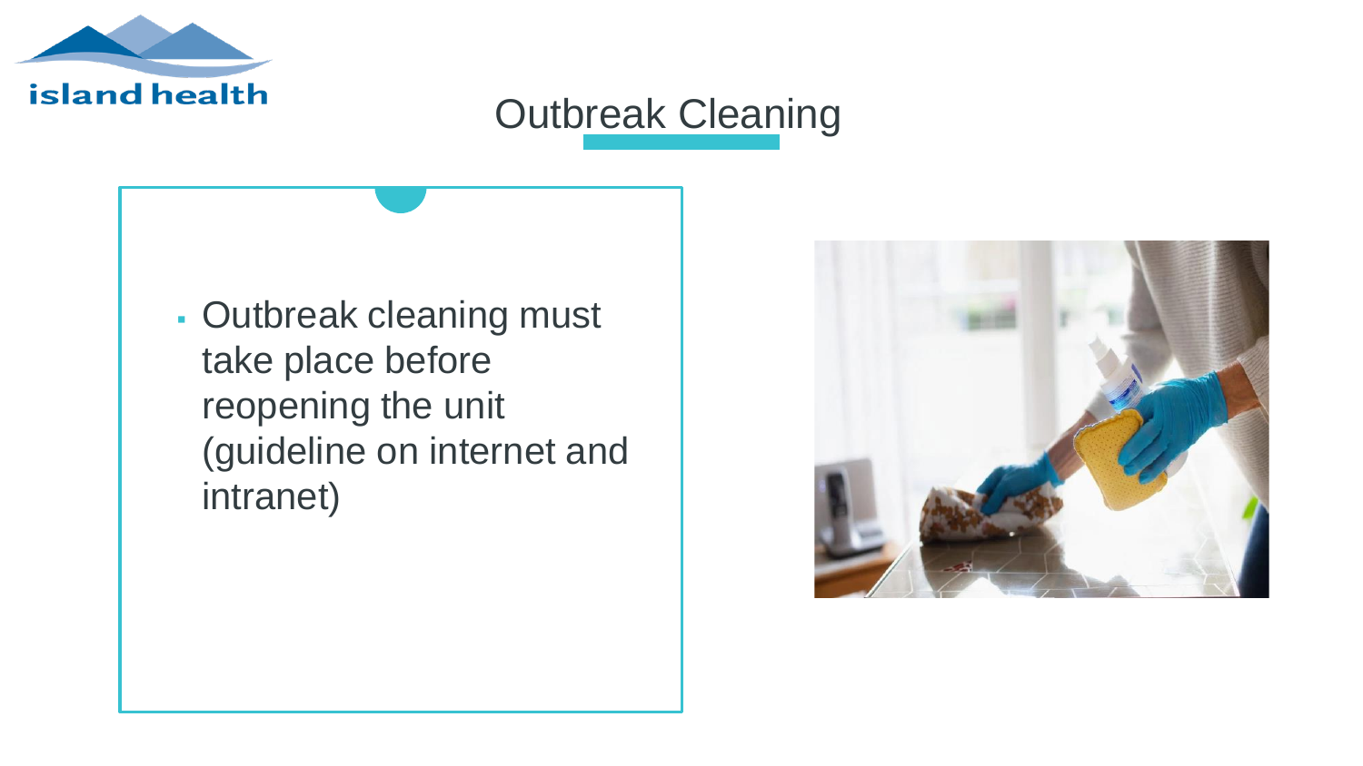# Outbreak Cleaning

- Outbreak cleaning must take place before reopening the unit (guideline on internet and intranet)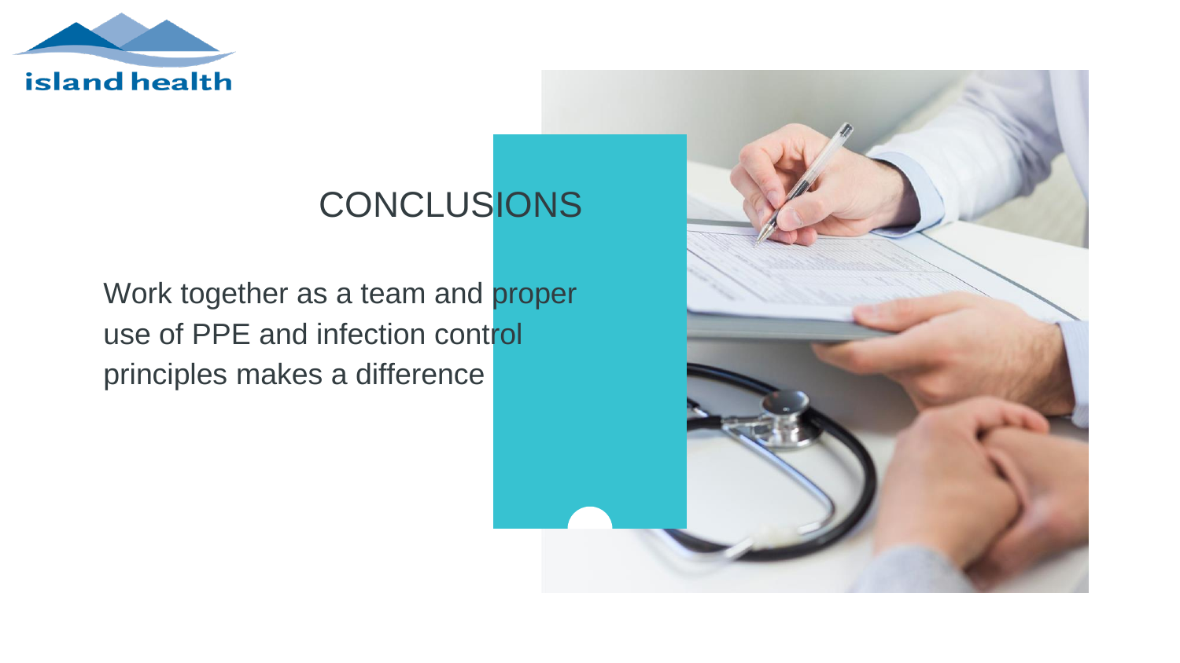# CONCLUSIONS

Work together as a team and proper use of PPE and infection control principles makes a difference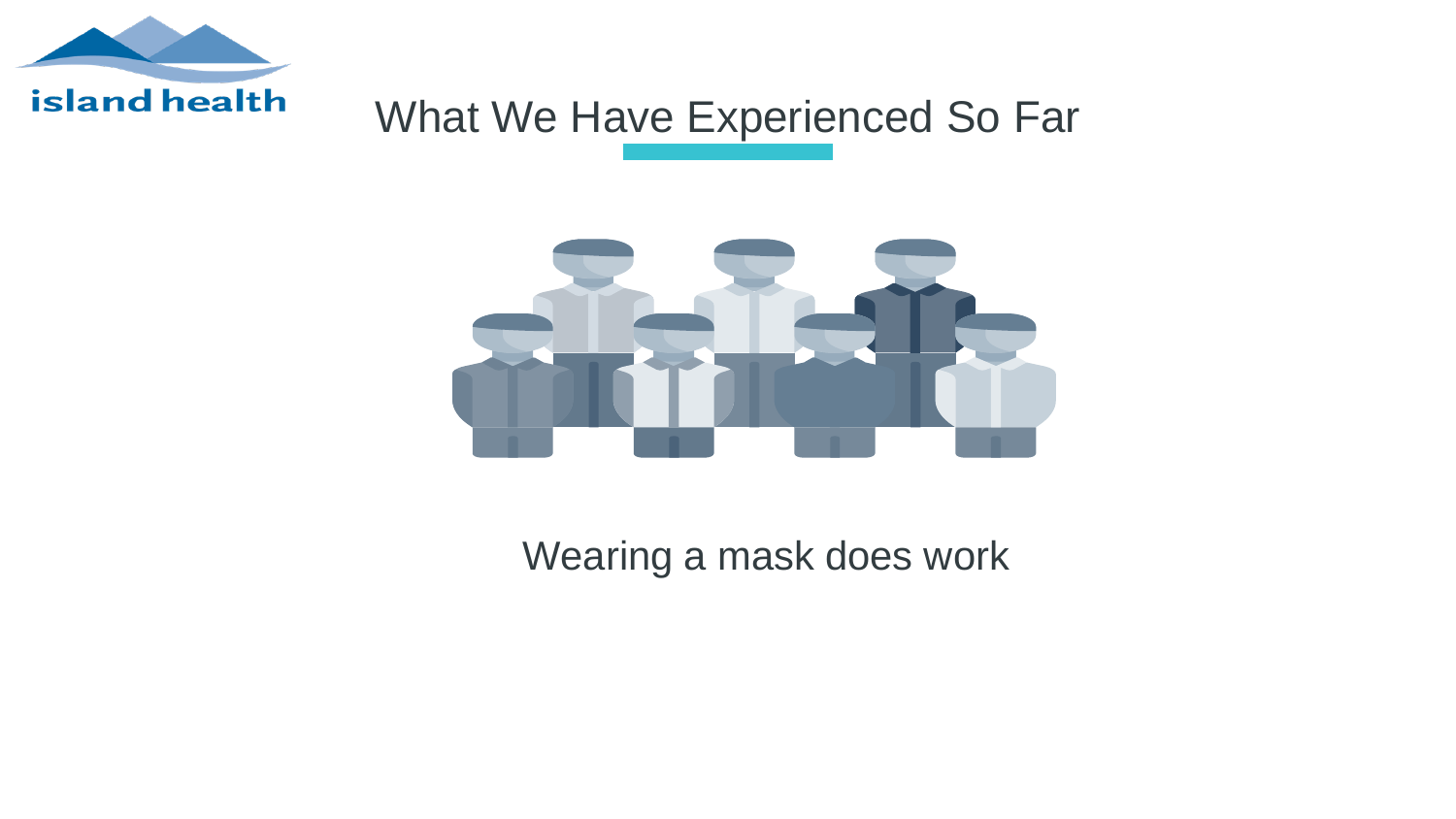# What We Have Experienced So Far

Wearing a mask does work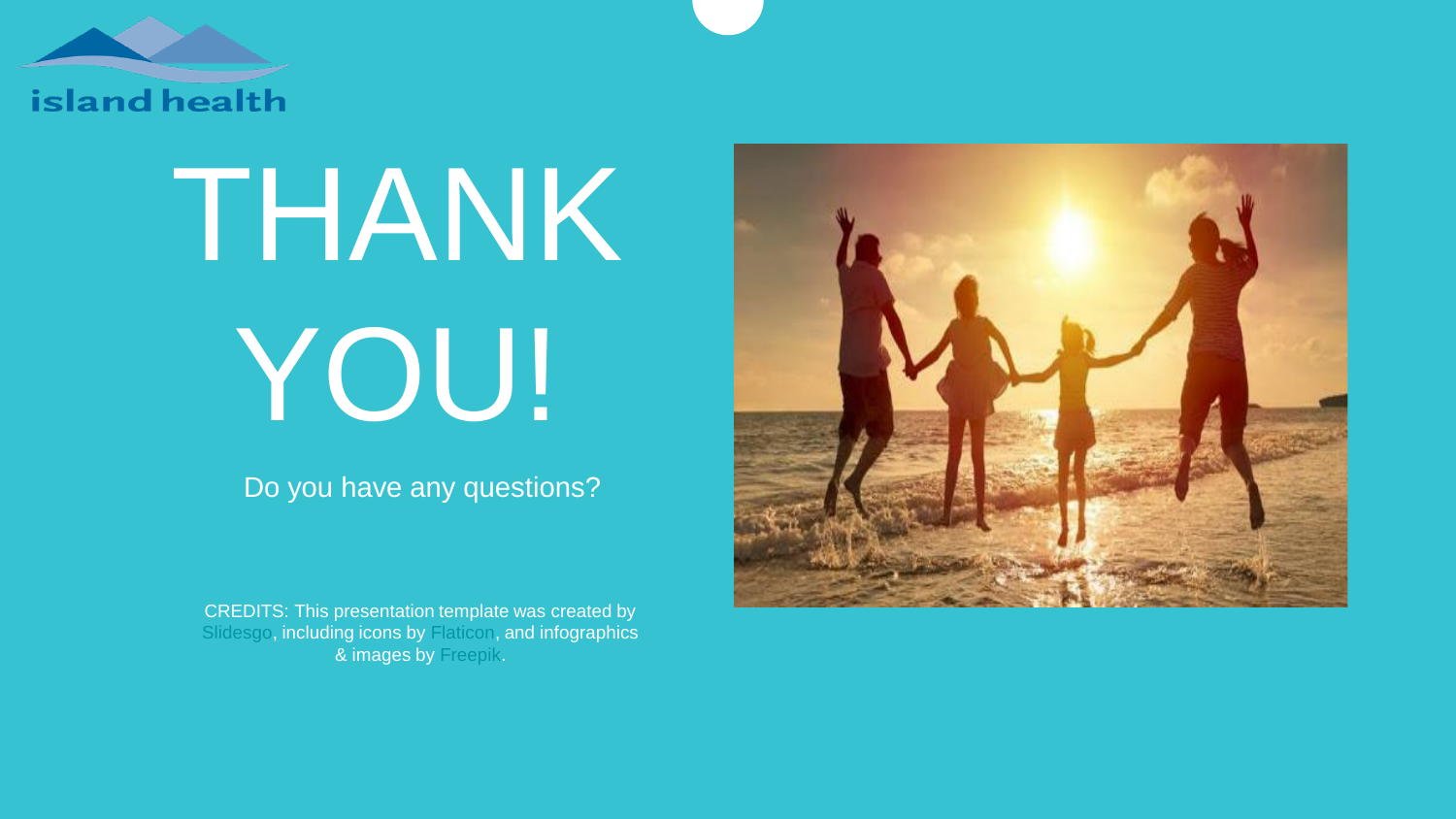# THANK YOU!

Do you have any questions?

CREDITS: This presentation template was created by Slidesgo, including icons by Flaticon, and infographics & images by Freepik.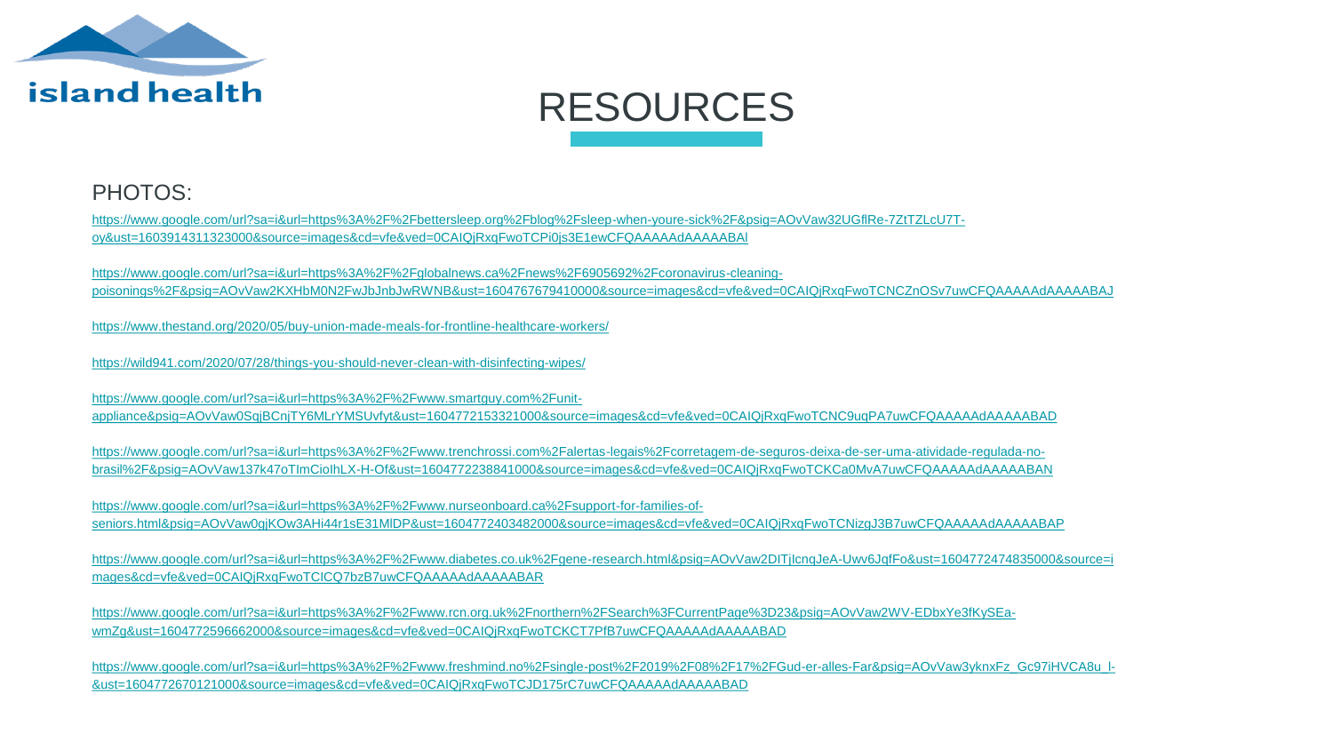# RESOURCES

## PHOTOS:

https://www.google.com/url?sa=i&url=https%3A%2F%2Fbettersleep.org%2Fblog%2Fsleep-when-youre-sick%2F&psig=AOvVaw32UGflRe-7ZtTZLcU7T-oy&ust=1603914311323000&source=images&cd=vfe&ved=0CAIQjRxqFwoTCPi0js3E1ewCFQAAAAAdAAAAABAI

https://www.google.com/url?sa=i&url=https%3A%2F%2Fglobalnews.ca%2Fnews%2F6905692%2Fcoronavirus-cleaning-poisonings%2F&psig=AOvVaw2KXHbM0N2FwJbJnbJwRWNB&ust=1604767679410000&source=images&cd=vfe&ved=0CAIQjRxqFwoTCNCZnOSv7uwCFQAAAAAdAAAAABAJ

https://www.thestand.org/2020/05/buy-union-made-meals-for-frontline-healthcare-workers/

https://wild941.com/2020/07/28/things-you-should-never-clean-with-disinfecting-wipes/

https://www.google.com/url?sa=i&url=https%3A%2F%2Fwww.smartguy.com%2Funit-appliance&psig=AOvVaw0SqjBCnjTY6MLrYMSUvfyt&ust=1604772153321000&source=images&cd=vfe&ved=0CAIQjRxqFwoTCNC9uqPA7uwCFQAAAAAdAAAAABAD

https://www.google.com/url?sa=i&url=https%3A%2F%2Fwww.trenchrossi.com%2Falertas-legais%2Fcorretagem-de-seguros-deixa-de-ser-uma-atividade-regulada-no-brasil%2F&psig=AOvVaw137k47oTImCioIhLX-H-Of&ust=1604772238841000&source=images&cd=vfe&ved=0CAIQjRxqFwoTCKCa0MvA7uwCFQAAAAAdAAAAABAN

https://www.google.com/url?sa=i&url=https%3A%2F%2Fwww.nurseonboard.ca%2Fsupport-for-families-of-seniors.html&psig=AOvVaw0gjKOw3AHi44r1sE31MlDP&ust=1604772403482000&source=images&cd=vfe&ved=0CAIQjRxqFwoTCNizgJ3B7uwCFQAAAAAdAAAAABAP

https://www.google.com/url?sa=i&url=https%3A%2F%2Fwww.diabetes.co.uk%2Fgene-research.html&psig=AOvVaw2DITjIcnqJeA-Uwv6JqfFo&ust=1604772474835000&source=images&cd=vfe&ved=0CAIQjRxqFwoTCICQ7bzB7uwCFQAAAAAdAAAAABAR

https://www.google.com/url?sa=i&url=https%3A%2F%2Fwww.rcn.org.uk%2Fnorthern%2FSearch%3FCurrentPage%3D23&psig=AOvVaw2WV-EDbxYe3fKySEa-wmZg&ust=1604772596662000&source=images&cd=vfe&ved=0CAIQjRxqFwoTCKCT7PfB7uwCFQAAAAAdAAAAABAD

https://www.google.com/url?sa=i&url=https%3A%2F%2Fwww.freshmind.no%2Fsingle-post%2F2019%2F08%2F17%2FGud-er-alles-Far&psig=AOvVaw3yknxFz_Gc97iHVCA8u_I-&ust=1604772670121000&source=images&cd=vfe&ved=0CAIQjRxqFwoTCJD175rC7uwCFQAAAAAdAAAAABAD